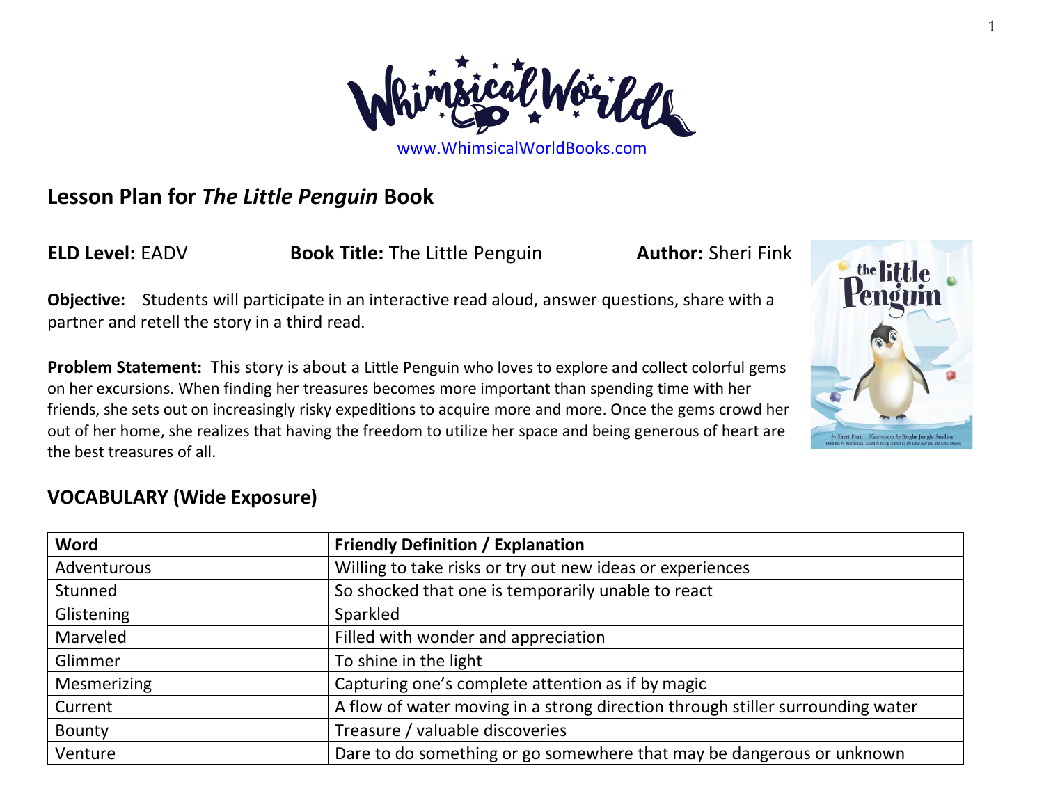www.WhimsicalWorldBooks.com

## Lesson Plan for *The Little Penguin* Book

**ELD Level:** EADV **Book Title:** The Little Penguin **Author:** Sheri Fink

**Objective:** Students will participate in an interactive read aloud, answer questions, share with a partner and retell the story in a third read.

**Problem Statement:** This story is about a Little Penguin who loves to explore and collect colorful gems on her excursions. When finding her treasures becomes more important than spending time with her friends, she sets out on increasingly risky expeditions to acquire more and more. Once the gems crowd her out of her home, she realizes that having the freedom to utilize her space and being generous of heart are the best treasures of all.

## VOCABULARY (Wide Exposure)

| Word | Friendly Definition / Explanation |
| --- | --- |
| Adventurous | Willing to take risks or try out new ideas or experiences |
| Stunned | So shocked that one is temporarily unable to react |
| Glistening | Sparkled |
| Marveled | Filled with wonder and appreciation |
| Glimmer | To shine in the light |
| Mesmerizing | Capturing one's complete attention as if by magic |
| Current | A flow of water moving in a strong direction through stiller surrounding water |
| Bounty | Treasure / valuable discoveries |
| Venture | Dare to do something or go somewhere that may be dangerous or unknown |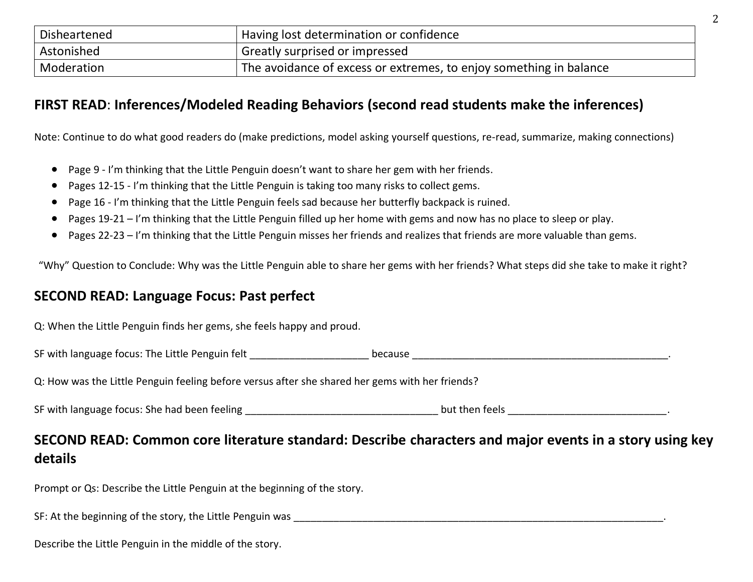| Disheartened | Having lost determination or confidence |
|---|---|
| Astonished | Greatly surprised or impressed |
| Moderation | The avoidance of excess or extremes, to enjoy something in balance |

## **FIRST READ**: **Inferences/Modeled Reading Behaviors (second read students make the inferences)**

Note: Continue to do what good readers do (make predictions, model asking yourself questions, re-read, summarize, making connections)

- Page 9 - I'm thinking that the Little Penguin doesn't want to share her gem with her friends.
- Pages 12-15 - I'm thinking that the Little Penguin is taking too many risks to collect gems.
- Page 16 - I'm thinking that the Little Penguin feels sad because her butterfly backpack is ruined.
- Pages 19-21 – I'm thinking that the Little Penguin filled up her home with gems and now has no place to sleep or play.
- Pages 22-23 – I'm thinking that the Little Penguin misses her friends and realizes that friends are more valuable than gems.

"Why" Question to Conclude: Why was the Little Penguin able to share her gems with her friends? What steps did she take to make it right?

## **SECOND READ: Language Focus: Past perfect**

Q: When the Little Penguin finds her gems, she feels happy and proud.

SF with language focus: The Little Penguin felt _____________________ because _______________________________________________.

Q: How was the Little Penguin feeling before versus after she shared her gems with her friends?

SF with language focus: She had been feeling __________________________________ but then feels ____________________________.

## **SECOND READ: Common core literature standard: Describe characters and major events in a story using key details**

Prompt or Qs: Describe the Little Penguin at the beginning of the story.

SF: At the beginning of the story, the Little Penguin was _________________________________________________________________________.

Describe the Little Penguin in the middle of the story.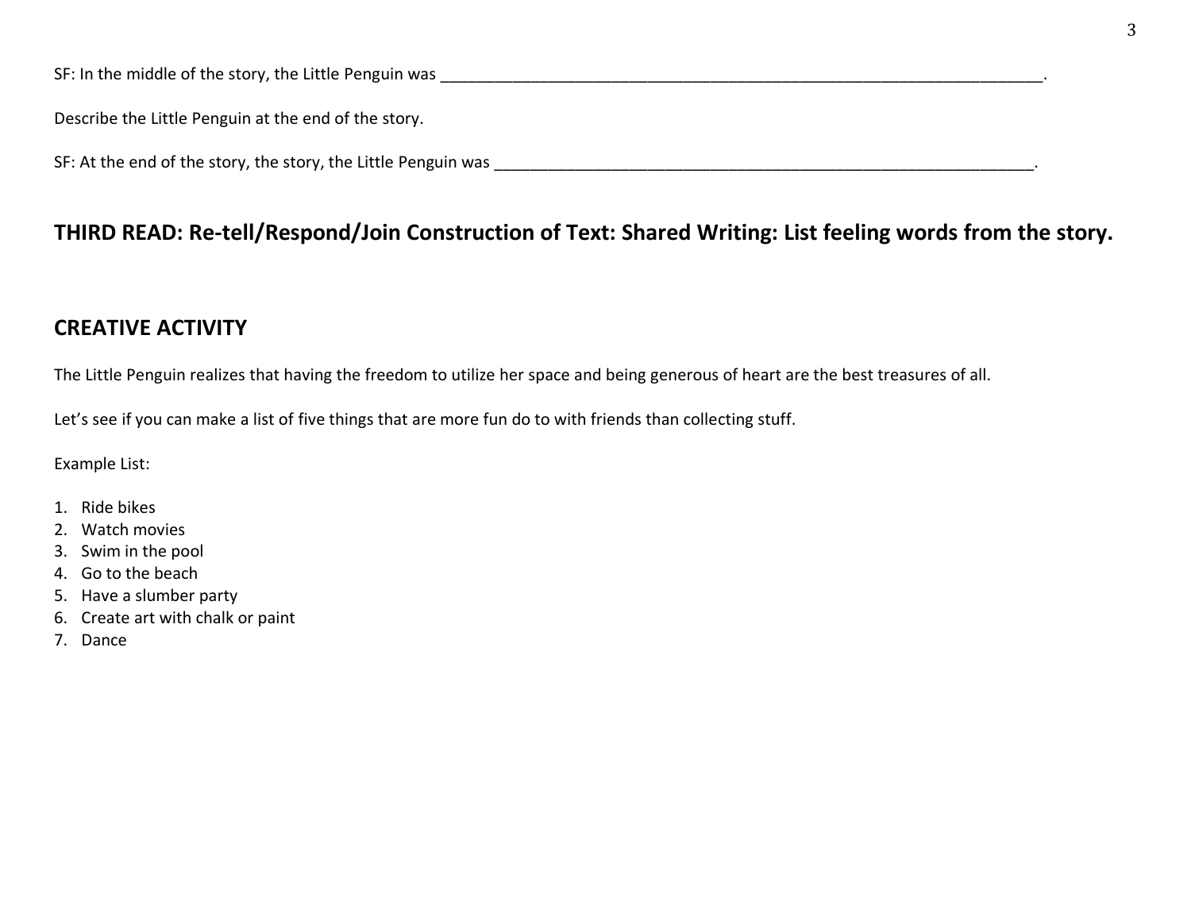SF: In the middle of the story, the Little Penguin was ______________________________________________________________________.

Describe the Little Penguin at the end of the story.

SF: At the end of the story, the story, the Little Penguin was _____________________________________________________________.

## THIRD READ: Re-tell/Respond/Join Construction of Text: Shared Writing: List feeling words from the story.

## CREATIVE ACTIVITY

The Little Penguin realizes that having the freedom to utilize her space and being generous of heart are the best treasures of all.

Let's see if you can make a list of five things that are more fun do to with friends than collecting stuff.

Example List:

1. Ride bikes
2. Watch movies
3. Swim in the pool
4. Go to the beach
5. Have a slumber party
6. Create art with chalk or paint
7. Dance